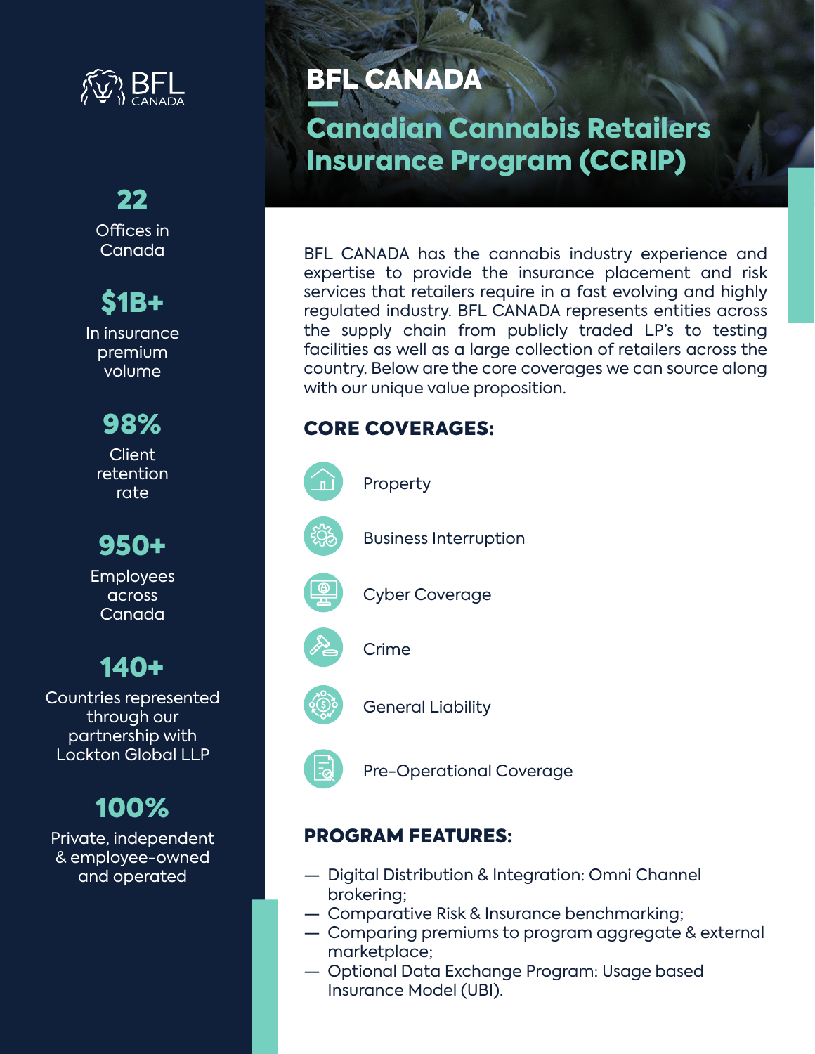# BFL CANADA

## Canadian Cannabis Retailers Insurance Program (CCRIP)

**22**
Offices in Canada

**$1B+**
In insurance premium volume

**98%**
Client retention rate

**950+**
Employees across Canada

**140+**
Countries represented through our partnership with Lockton Global LLP

**100%**
Private, independent & employee-owned and operated

BFL CANADA has the cannabis industry experience and expertise to provide the insurance placement and risk services that retailers require in a fast evolving and highly regulated industry. BFL CANADA represents entities across the supply chain from publicly traded LP's to testing facilities as well as a large collection of retailers across the country. Below are the core coverages we can source along with our unique value proposition.

### CORE COVERAGES:

- Property
- Business Interruption
- Cyber Coverage
- Crime
- General Liability
- Pre-Operational Coverage

### PROGRAM FEATURES:

- Digital Distribution & Integration: Omni Channel brokering;
- Comparative Risk & Insurance benchmarking;
- Comparing premiums to program aggregate & external marketplace;
- Optional Data Exchange Program: Usage based Insurance Model (UBI).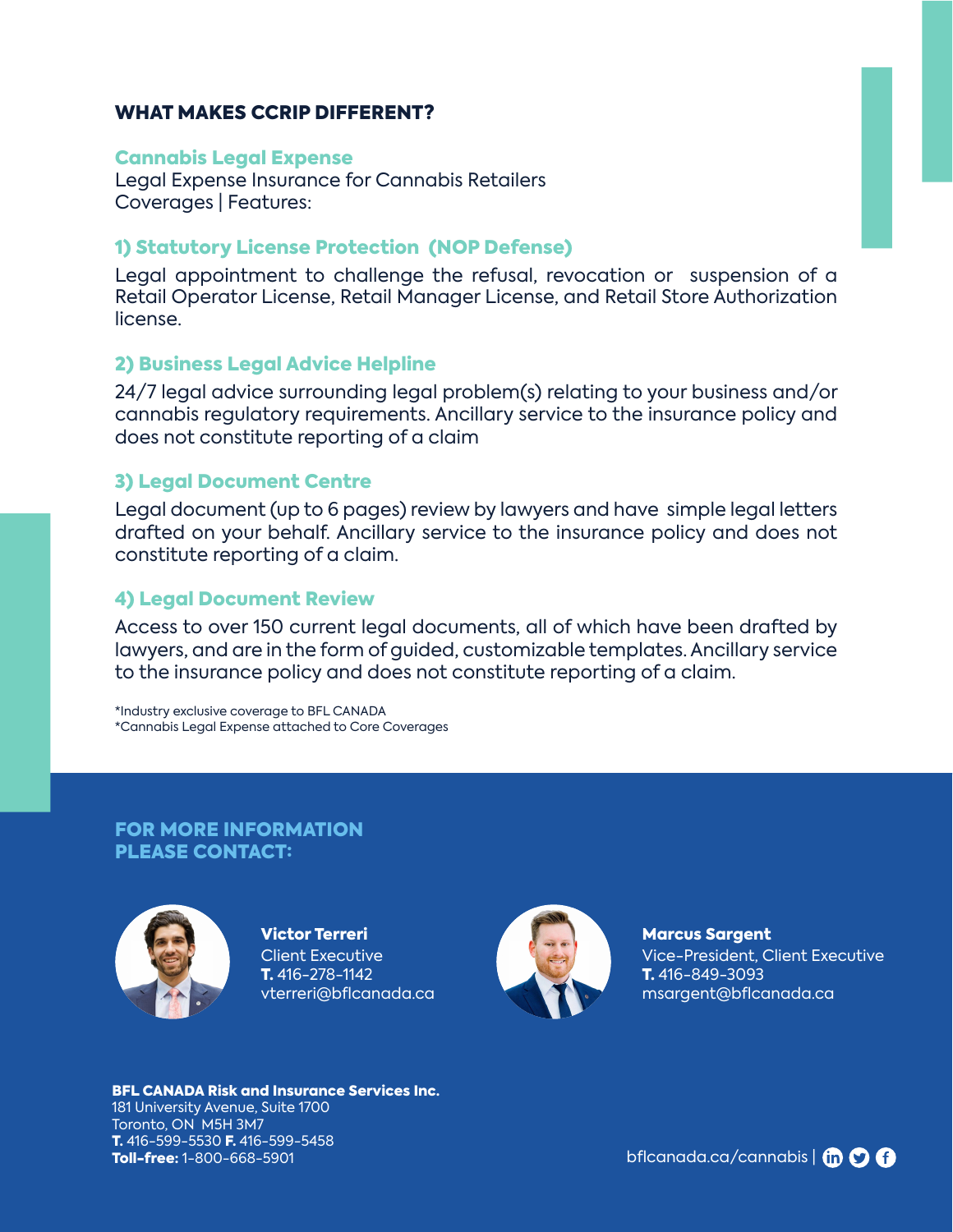## WHAT MAKES CCRIP DIFFERENT?

### Cannabis Legal Expense

Legal Expense Insurance for Cannabis Retailers
Coverages | Features:

#### 1) Statutory License Protection (NOP Defense)

Legal appointment to challenge the refusal, revocation or suspension of a Retail Operator License, Retail Manager License, and Retail Store Authorization license.

#### 2) Business Legal Advice Helpline

24/7 legal advice surrounding legal problem(s) relating to your business and/or cannabis regulatory requirements. Ancillary service to the insurance policy and does not constitute reporting of a claim

#### 3) Legal Document Centre

Legal document (up to 6 pages) review by lawyers and have simple legal letters drafted on your behalf. Ancillary service to the insurance policy and does not constitute reporting of a claim.

#### 4) Legal Document Review

Access to over 150 current legal documents, all of which have been drafted by lawyers, and are in the form of guided, customizable templates. Ancillary service to the insurance policy and does not constitute reporting of a claim.

*Industry exclusive coverage to BFL CANADA
*Cannabis Legal Expense attached to Core Coverages

## FOR MORE INFORMATION PLEASE CONTACT:

**Victor Terreri**
Client Executive
**T.** 416-278-1142
vterreri@bflcanada.ca

**Marcus Sargent**
Vice-President, Client Executive
**T.** 416-849-3093
msargent@bflcanada.ca

**BFL CANADA Risk and Insurance Services Inc.**
181 University Avenue, Suite 1700
Toronto, ON M5H 3M7
**T.** 416-599-5530 **F.** 416-599-5458
**Toll-free:** 1-800-668-5901

bflcanada.ca/cannabis |